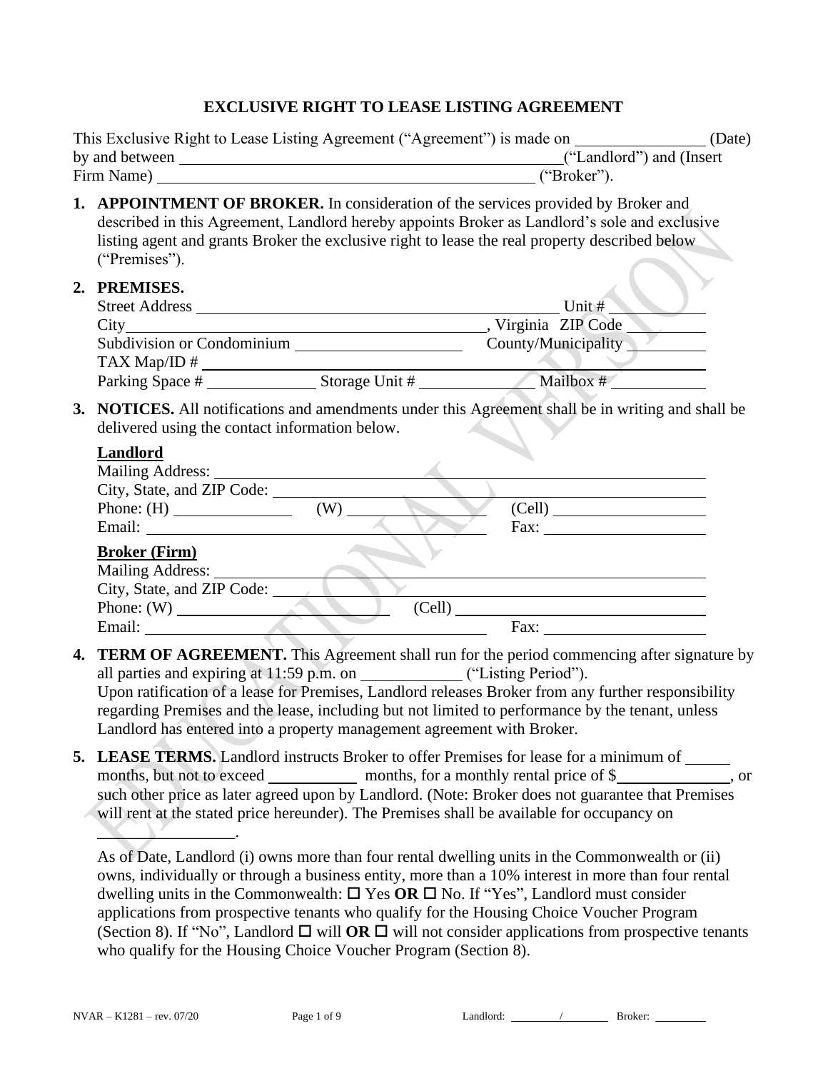# EXCLUSIVE RIGHT TO LEASE LISTING AGREEMENT

This Exclusive Right to Lease Listing Agreement ("Agreement") is made on ________________ (Date) by and between ______________________________________________("Landlord") and (Insert Firm Name) ______________________________________________ ("Broker").

1. **APPOINTMENT OF BROKER.** In consideration of the services provided by Broker and described in this Agreement, Landlord hereby appoints Broker as Landlord's sole and exclusive listing agent and grants Broker the exclusive right to lease the real property described below ("Premises").

2. **PREMISES.**

   Street Address ______________________________________________ Unit # __________
   City______________________________________________, Virginia ZIP Code __________
   Subdivision or Condominium ____________________ County/Municipality __________
   TAX Map/ID # ______________________________________________
   Parking Space # ______________ Storage Unit # ______________ Mailbox # __________

3. **NOTICES.** All notifications and amendments under this Agreement shall be in writing and shall be delivered using the contact information below.

   **Landlord**
   Mailing Address: ______________________________________________
   City, State, and ZIP Code: ______________________________________________
   Phone: (H) ______________ (W) ______________ (Cell) ______________
   Email: ______________________________________________ Fax: ______________

   **Broker (Firm)**
   Mailing Address: ______________________________________________
   City, State, and ZIP Code: ______________________________________________
   Phone: (W) ______________________ (Cell) ______________________
   Email: ______________________________________________ Fax: ______________

4. **TERM OF AGREEMENT.** This Agreement shall run for the period commencing after signature by all parties and expiring at 11:59 p.m. on ____________ ("Listing Period").
   Upon ratification of a lease for Premises, Landlord releases Broker from any further responsibility regarding Premises and the lease, including but not limited to performance by the tenant, unless Landlord has entered into a property management agreement with Broker.

5. **LEASE TERMS.** Landlord instructs Broker to offer Premises for lease for a minimum of _____ months, but not to exceed ___________ months, for a monthly rental price of $______________, or such other price as later agreed upon by Landlord. (Note: Broker does not guarantee that Premises will rent at the stated price hereunder). The Premises shall be available for occupancy on _________________.

   As of Date, Landlord (i) owns more than four rental dwelling units in the Commonwealth or (ii) owns, individually or through a business entity, more than a 10% interest in more than four rental dwelling units in the Commonwealth: ☐ Yes **OR** ☐ No. If "Yes", Landlord must consider applications from prospective tenants who qualify for the Housing Choice Voucher Program (Section 8). If "No", Landlord ☐ will **OR** ☐ will not consider applications from prospective tenants who qualify for the Housing Choice Voucher Program (Section 8).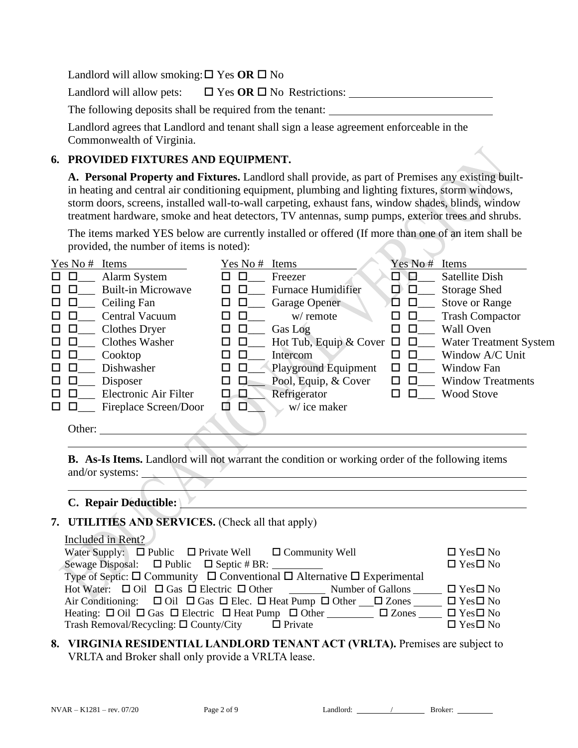Landlord will allow smoking: ☐ Yes **OR** ☐ No

Landlord will allow pets: ☐ Yes **OR** ☐ No Restrictions: ______________________

The following deposits shall be required from the tenant: ______________________

Landlord agrees that Landlord and tenant shall sign a lease agreement enforceable in the Commonwealth of Virginia.

## 6. PROVIDED FIXTURES AND EQUIPMENT.

**A. Personal Property and Fixtures.** Landlord shall provide, as part of Premises any existing built-in heating and central air conditioning equipment, plumbing and lighting fixtures, storm windows, storm doors, screens, installed wall-to-wall carpeting, exhaust fans, window shades, blinds, window treatment hardware, smoke and heat detectors, TV antennas, sump pumps, exterior trees and shrubs.

The items marked YES below are currently installed or offered (If more than one of an item shall be provided, the number of items is noted):

| Yes | No | # | Items | Yes | No | # | Items | Yes | No | # | Items |
|---|---|---|---|---|---|---|---|---|---|---|---|
| ☐ | ☐ | ___ | Alarm System | ☐ | ☐ | ___ | Freezer | ☐ | ☐ | ___ | Satellite Dish |
| ☐ | ☐ | ___ | Built-in Microwave | ☐ | ☐ | ___ | Furnace Humidifier | ☐ | ☐ | ___ | Storage Shed |
| ☐ | ☐ | ___ | Ceiling Fan | ☐ | ☐ | ___ | Garage Opener | ☐ | ☐ | ___ | Stove or Range |
| ☐ | ☐ | ___ | Central Vacuum | ☐ | ☐ | ___ | w/ remote | ☐ | ☐ | ___ | Trash Compactor |
| ☐ | ☐ | ___ | Clothes Dryer | ☐ | ☐ | ___ | Gas Log | ☐ | ☐ | ___ | Wall Oven |
| ☐ | ☐ | ___ | Clothes Washer | ☐ | ☐ | ___ | Hot Tub, Equip & Cover | ☐ | ☐ | ___ | Water Treatment System |
| ☐ | ☐ | ___ | Cooktop | ☐ | ☐ | ___ | Intercom | ☐ | ☐ | ___ | Window A/C Unit |
| ☐ | ☐ | ___ | Dishwasher | ☐ | ☐ | ___ | Playground Equipment | ☐ | ☐ | ___ | Window Fan |
| ☐ | ☐ | ___ | Disposer | ☐ | ☐ | ___ | Pool, Equip, & Cover | ☐ | ☐ | ___ | Window Treatments |
| ☐ | ☐ | ___ | Electronic Air Filter | ☐ | ☐ | ___ | Refrigerator | ☐ | ☐ | ___ | Wood Stove |
| ☐ | ☐ | ___ | Fireplace Screen/Door | ☐ | ☐ | ___ | w/ ice maker | | | | |

Other: ______________________________________________

______________________________________________

**B. As-Is Items.** Landlord will not warrant the condition or working order of the following items and/or systems: ______________________________________________

______________________________________________

**C. Repair Deductible:** ______________________________________________

## 7. UTILITIES AND SERVICES. (Check all that apply)

Included in Rent?

Water Supply: ☐ Public ☐ Private Well ☐ Community Well — ☐ Yes ☐ No

Sewage Disposal: ☐ Public ☐ Septic # BR: _________ — ☐ Yes ☐ No

Type of Septic: ☐ Community ☐ Conventional ☐ Alternative ☐ Experimental

Hot Water: ☐ Oil ☐ Gas ☐ Electric ☐ Other _______ Number of Gallons _____ — ☐ Yes ☐ No

Air Conditioning: ☐ Oil ☐ Gas ☐ Elec. ☐ Heat Pump ☐ Other __ ☐ Zones _____ — ☐ Yes ☐ No

Heating: ☐ Oil ☐ Gas ☐ Electric ☐ Heat Pump ☐ Other ________ ☐ Zones _____ — ☐ Yes ☐ No

Trash Removal/Recycling: ☐ County/City ☐ Private — ☐ Yes ☐ No

## 8. VIRGINIA RESIDENTIAL LANDLORD TENANT ACT (VRLTA).

Premises are subject to VRLTA and Broker shall only provide a VRLTA lease.

Landlord: ________ / ________ Broker: ________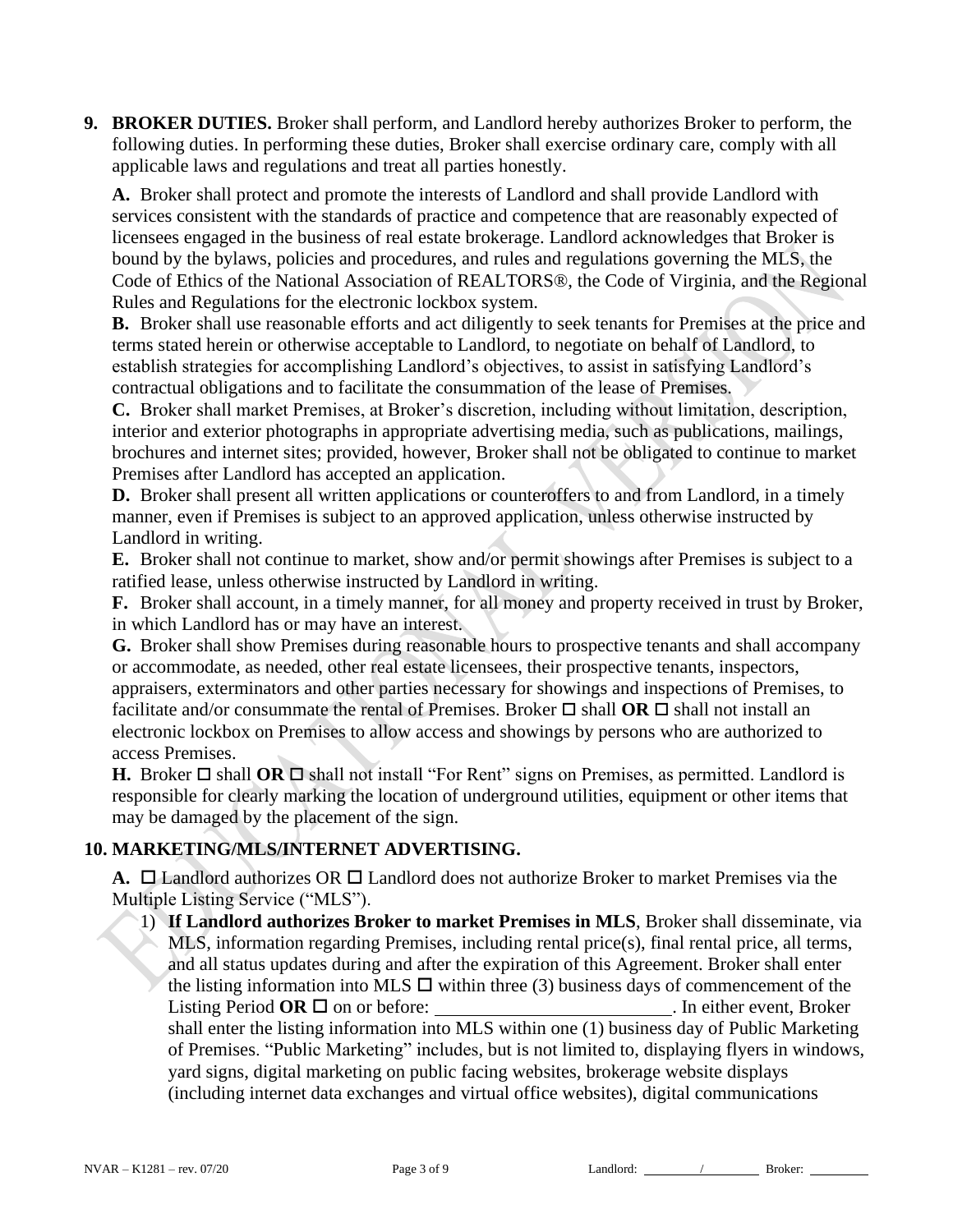**9. BROKER DUTIES.** Broker shall perform, and Landlord hereby authorizes Broker to perform, the following duties. In performing these duties, Broker shall exercise ordinary care, comply with all applicable laws and regulations and treat all parties honestly.

**A.** Broker shall protect and promote the interests of Landlord and shall provide Landlord with services consistent with the standards of practice and competence that are reasonably expected of licensees engaged in the business of real estate brokerage. Landlord acknowledges that Broker is bound by the bylaws, policies and procedures, and rules and regulations governing the MLS, the Code of Ethics of the National Association of REALTORS®, the Code of Virginia, and the Regional Rules and Regulations for the electronic lockbox system.

**B.** Broker shall use reasonable efforts and act diligently to seek tenants for Premises at the price and terms stated herein or otherwise acceptable to Landlord, to negotiate on behalf of Landlord, to establish strategies for accomplishing Landlord's objectives, to assist in satisfying Landlord's contractual obligations and to facilitate the consummation of the lease of Premises.

**C.** Broker shall market Premises, at Broker's discretion, including without limitation, description, interior and exterior photographs in appropriate advertising media, such as publications, mailings, brochures and internet sites; provided, however, Broker shall not be obligated to continue to market Premises after Landlord has accepted an application.

**D.** Broker shall present all written applications or counteroffers to and from Landlord, in a timely manner, even if Premises is subject to an approved application, unless otherwise instructed by Landlord in writing.

**E.** Broker shall not continue to market, show and/or permit showings after Premises is subject to a ratified lease, unless otherwise instructed by Landlord in writing.

**F.** Broker shall account, in a timely manner, for all money and property received in trust by Broker, in which Landlord has or may have an interest.

**G.** Broker shall show Premises during reasonable hours to prospective tenants and shall accompany or accommodate, as needed, other real estate licensees, their prospective tenants, inspectors, appraisers, exterminators and other parties necessary for showings and inspections of Premises, to facilitate and/or consummate the rental of Premises. Broker ☐ shall **OR** ☐ shall not install an electronic lockbox on Premises to allow access and showings by persons who are authorized to access Premises.

**H.** Broker ☐ shall **OR** ☐ shall not install "For Rent" signs on Premises, as permitted. Landlord is responsible for clearly marking the location of underground utilities, equipment or other items that may be damaged by the placement of the sign.

**10. MARKETING/MLS/INTERNET ADVERTISING.**

**A.** ☐ Landlord authorizes OR ☐ Landlord does not authorize Broker to market Premises via the Multiple Listing Service ("MLS").

1) **If Landlord authorizes Broker to market Premises in MLS**, Broker shall disseminate, via MLS, information regarding Premises, including rental price(s), final rental price, all terms, and all status updates during and after the expiration of this Agreement. Broker shall enter the listing information into MLS ☐ within three (3) business days of commencement of the Listing Period **OR** ☐ on or before: \_\_\_\_\_\_\_\_\_\_\_\_\_\_\_\_\_\_\_\_\_\_\_\_\_\_. In either event, Broker shall enter the listing information into MLS within one (1) business day of Public Marketing of Premises. "Public Marketing" includes, but is not limited to, displaying flyers in windows, yard signs, digital marketing on public facing websites, brokerage website displays (including internet data exchanges and virtual office websites), digital communications

NVAR – K1281 – rev. 07/20 Landlord: \_\_\_\_\_\_ / \_\_\_\_\_\_ Broker: \_\_\_\_\_\_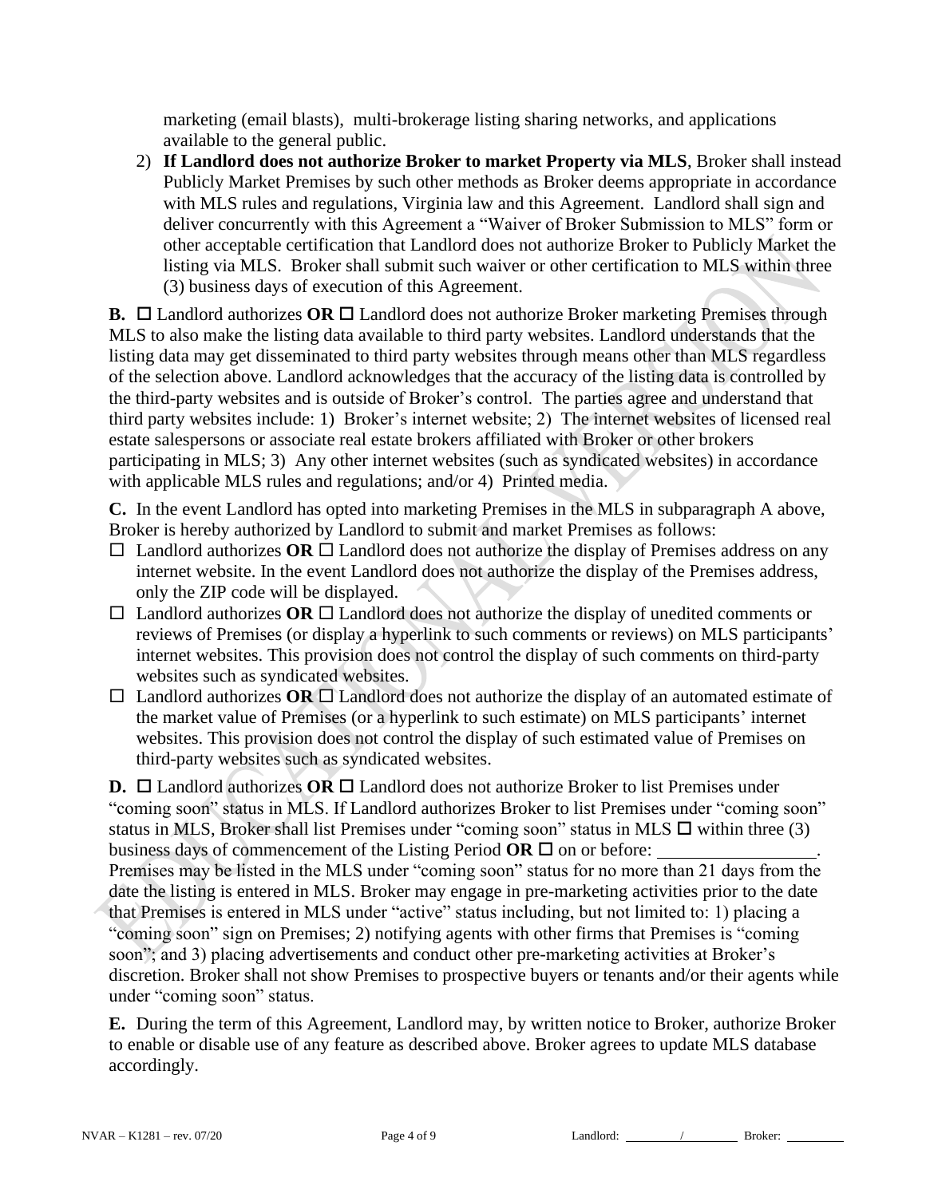marketing (email blasts), multi-brokerage listing sharing networks, and applications available to the general public.

2) **If Landlord does not authorize Broker to market Property via MLS**, Broker shall instead Publicly Market Premises by such other methods as Broker deems appropriate in accordance with MLS rules and regulations, Virginia law and this Agreement. Landlord shall sign and deliver concurrently with this Agreement a "Waiver of Broker Submission to MLS" form or other acceptable certification that Landlord does not authorize Broker to Publicly Market the listing via MLS. Broker shall submit such waiver or other certification to MLS within three (3) business days of execution of this Agreement.

**B.** ☐ Landlord authorizes **OR** ☐ Landlord does not authorize Broker marketing Premises through MLS to also make the listing data available to third party websites. Landlord understands that the listing data may get disseminated to third party websites through means other than MLS regardless of the selection above. Landlord acknowledges that the accuracy of the listing data is controlled by the third-party websites and is outside of Broker's control. The parties agree and understand that third party websites include: 1) Broker's internet website; 2) The internet websites of licensed real estate salespersons or associate real estate brokers affiliated with Broker or other brokers participating in MLS; 3) Any other internet websites (such as syndicated websites) in accordance with applicable MLS rules and regulations; and/or 4) Printed media.

**C.** In the event Landlord has opted into marketing Premises in the MLS in subparagraph A above, Broker is hereby authorized by Landlord to submit and market Premises as follows:

☐ Landlord authorizes **OR** ☐ Landlord does not authorize the display of Premises address on any internet website. In the event Landlord does not authorize the display of the Premises address, only the ZIP code will be displayed.

☐ Landlord authorizes **OR** ☐ Landlord does not authorize the display of unedited comments or reviews of Premises (or display a hyperlink to such comments or reviews) on MLS participants' internet websites. This provision does not control the display of such comments on third-party websites such as syndicated websites.

☐ Landlord authorizes **OR** ☐ Landlord does not authorize the display of an automated estimate of the market value of Premises (or a hyperlink to such estimate) on MLS participants' internet websites. This provision does not control the display of such estimated value of Premises on third-party websites such as syndicated websites.

**D.** ☐ Landlord authorizes **OR** ☐ Landlord does not authorize Broker to list Premises under "coming soon" status in MLS. If Landlord authorizes Broker to list Premises under "coming soon" status in MLS, Broker shall list Premises under "coming soon" status in MLS ☐ within three (3) business days of commencement of the Listing Period **OR** ☐ on or before: ________________. Premises may be listed in the MLS under "coming soon" status for no more than 21 days from the date the listing is entered in MLS. Broker may engage in pre-marketing activities prior to the date that Premises is entered in MLS under "active" status including, but not limited to: 1) placing a "coming soon" sign on Premises; 2) notifying agents with other firms that Premises is "coming soon"; and 3) placing advertisements and conduct other pre-marketing activities at Broker's discretion. Broker shall not show Premises to prospective buyers or tenants and/or their agents while under "coming soon" status.

**E.** During the term of this Agreement, Landlord may, by written notice to Broker, authorize Broker to enable or disable use of any feature as described above. Broker agrees to update MLS database accordingly.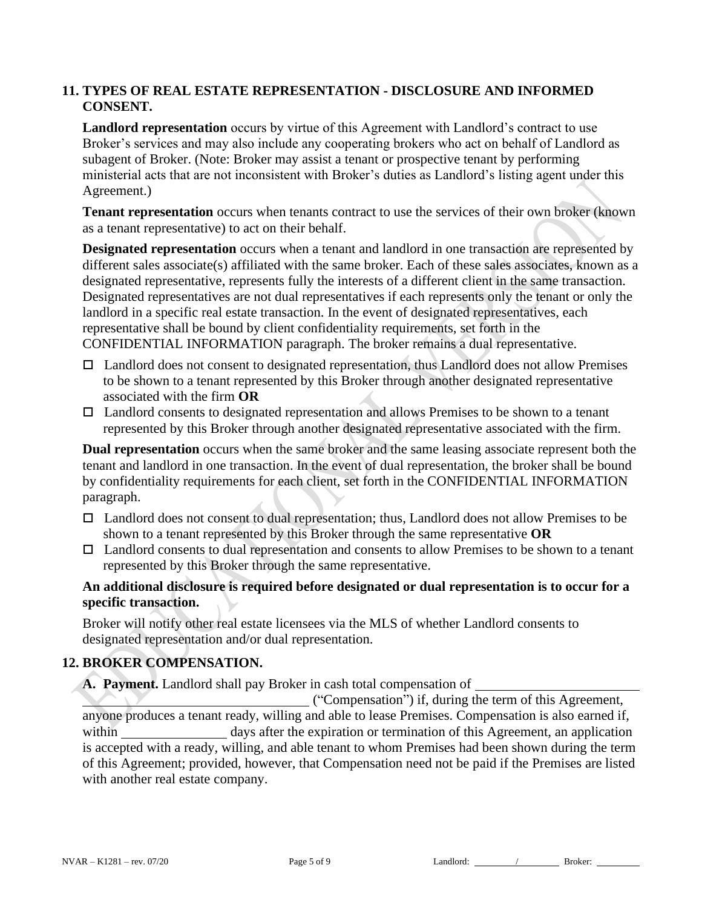## 11. TYPES OF REAL ESTATE REPRESENTATION - DISCLOSURE AND INFORMED CONSENT.

**Landlord representation** occurs by virtue of this Agreement with Landlord's contract to use Broker's services and may also include any cooperating brokers who act on behalf of Landlord as subagent of Broker. (Note: Broker may assist a tenant or prospective tenant by performing ministerial acts that are not inconsistent with Broker's duties as Landlord's listing agent under this Agreement.)

**Tenant representation** occurs when tenants contract to use the services of their own broker (known as a tenant representative) to act on their behalf.

**Designated representation** occurs when a tenant and landlord in one transaction are represented by different sales associate(s) affiliated with the same broker. Each of these sales associates, known as a designated representative, represents fully the interests of a different client in the same transaction. Designated representatives are not dual representatives if each represents only the tenant or only the landlord in a specific real estate transaction. In the event of designated representatives, each representative shall be bound by client confidentiality requirements, set forth in the CONFIDENTIAL INFORMATION paragraph. The broker remains a dual representative.

- ☐ Landlord does not consent to designated representation, thus Landlord does not allow Premises to be shown to a tenant represented by this Broker through another designated representative associated with the firm **OR**
- ☐ Landlord consents to designated representation and allows Premises to be shown to a tenant represented by this Broker through another designated representative associated with the firm.

**Dual representation** occurs when the same broker and the same leasing associate represent both the tenant and landlord in one transaction. In the event of dual representation, the broker shall be bound by confidentiality requirements for each client, set forth in the CONFIDENTIAL INFORMATION paragraph.

- ☐ Landlord does not consent to dual representation; thus, Landlord does not allow Premises to be shown to a tenant represented by this Broker through the same representative **OR**
- ☐ Landlord consents to dual representation and consents to allow Premises to be shown to a tenant represented by this Broker through the same representative.

**An additional disclosure is required before designated or dual representation is to occur for a specific transaction.**

Broker will notify other real estate licensees via the MLS of whether Landlord consents to designated representation and/or dual representation.

## 12. BROKER COMPENSATION.

**A. Payment.** Landlord shall pay Broker in cash total compensation of ______________________ ______________________________ ("Compensation") if, during the term of this Agreement, anyone produces a tenant ready, willing and able to lease Premises. Compensation is also earned if, within ______________ days after the expiration or termination of this Agreement, an application is accepted with a ready, willing, and able tenant to whom Premises had been shown during the term of this Agreement; provided, however, that Compensation need not be paid if the Premises are listed with another real estate company.

NVAR – K1281 – rev. 07/20 Landlord: ________/________ Broker: ________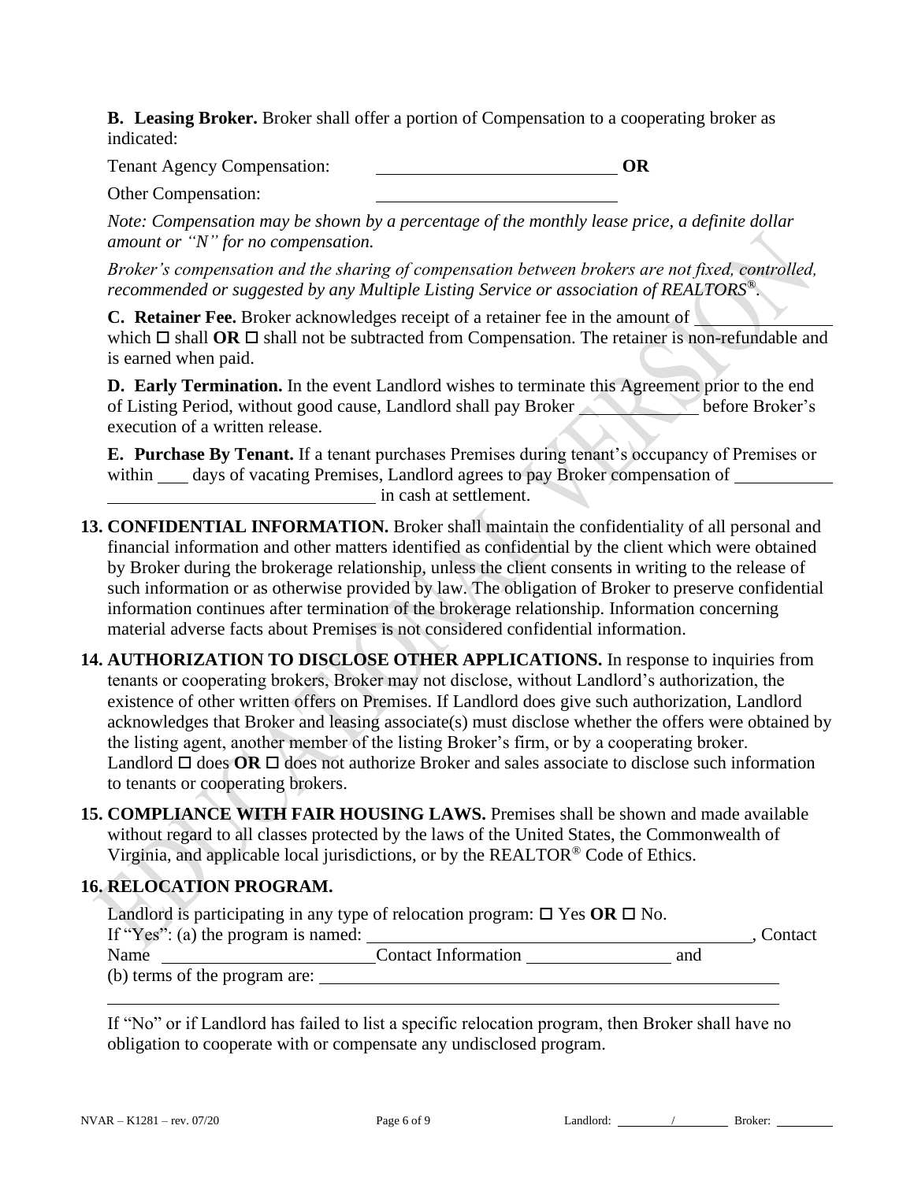**B. Leasing Broker.** Broker shall offer a portion of Compensation to a cooperating broker as indicated:

Tenant Agency Compensation: ____________________________ **OR**

Other Compensation: ____________________________

*Note: Compensation may be shown by a percentage of the monthly lease price, a definite dollar amount or "N" for no compensation.*

*Broker's compensation and the sharing of compensation between brokers are not fixed, controlled, recommended or suggested by any Multiple Listing Service or association of REALTORS®.*

**C. Retainer Fee.** Broker acknowledges receipt of a retainer fee in the amount of ______________ which ☐ shall **OR** ☐ shall not be subtracted from Compensation. The retainer is non-refundable and is earned when paid.

**D. Early Termination.** In the event Landlord wishes to terminate this Agreement prior to the end of Listing Period, without good cause, Landlord shall pay Broker ____________ before Broker's execution of a written release.

**E. Purchase By Tenant.** If a tenant purchases Premises during tenant's occupancy of Premises or within ___ days of vacating Premises, Landlord agrees to pay Broker compensation of ____________ ______________________________ in cash at settlement.

**13. CONFIDENTIAL INFORMATION.** Broker shall maintain the confidentiality of all personal and financial information and other matters identified as confidential by the client which were obtained by Broker during the brokerage relationship, unless the client consents in writing to the release of such information or as otherwise provided by law. The obligation of Broker to preserve confidential information continues after termination of the brokerage relationship. Information concerning material adverse facts about Premises is not considered confidential information.

**14. AUTHORIZATION TO DISCLOSE OTHER APPLICATIONS.** In response to inquiries from tenants or cooperating brokers, Broker may not disclose, without Landlord's authorization, the existence of other written offers on Premises. If Landlord does give such authorization, Landlord acknowledges that Broker and leasing associate(s) must disclose whether the offers were obtained by the listing agent, another member of the listing Broker's firm, or by a cooperating broker. Landlord ☐ does **OR** ☐ does not authorize Broker and sales associate to disclose such information to tenants or cooperating brokers.

**15. COMPLIANCE WITH FAIR HOUSING LAWS.** Premises shall be shown and made available without regard to all classes protected by the laws of the United States, the Commonwealth of Virginia, and applicable local jurisdictions, or by the REALTOR® Code of Ethics.

**16. RELOCATION PROGRAM.**

Landlord is participating in any type of relocation program: ☐ Yes **OR** ☐ No.
If "Yes": (a) the program is named: ____________________________________________, Contact Name ________________________ Contact Information ________________ and
(b) terms of the program are: ______________________________________________________
__________________________________________________________________________

If "No" or if Landlord has failed to list a specific relocation program, then Broker shall have no obligation to cooperate with or compensate any undisclosed program.

NVAR – K1281 – rev. 07/20 Landlord: _______ / _______ Broker: _______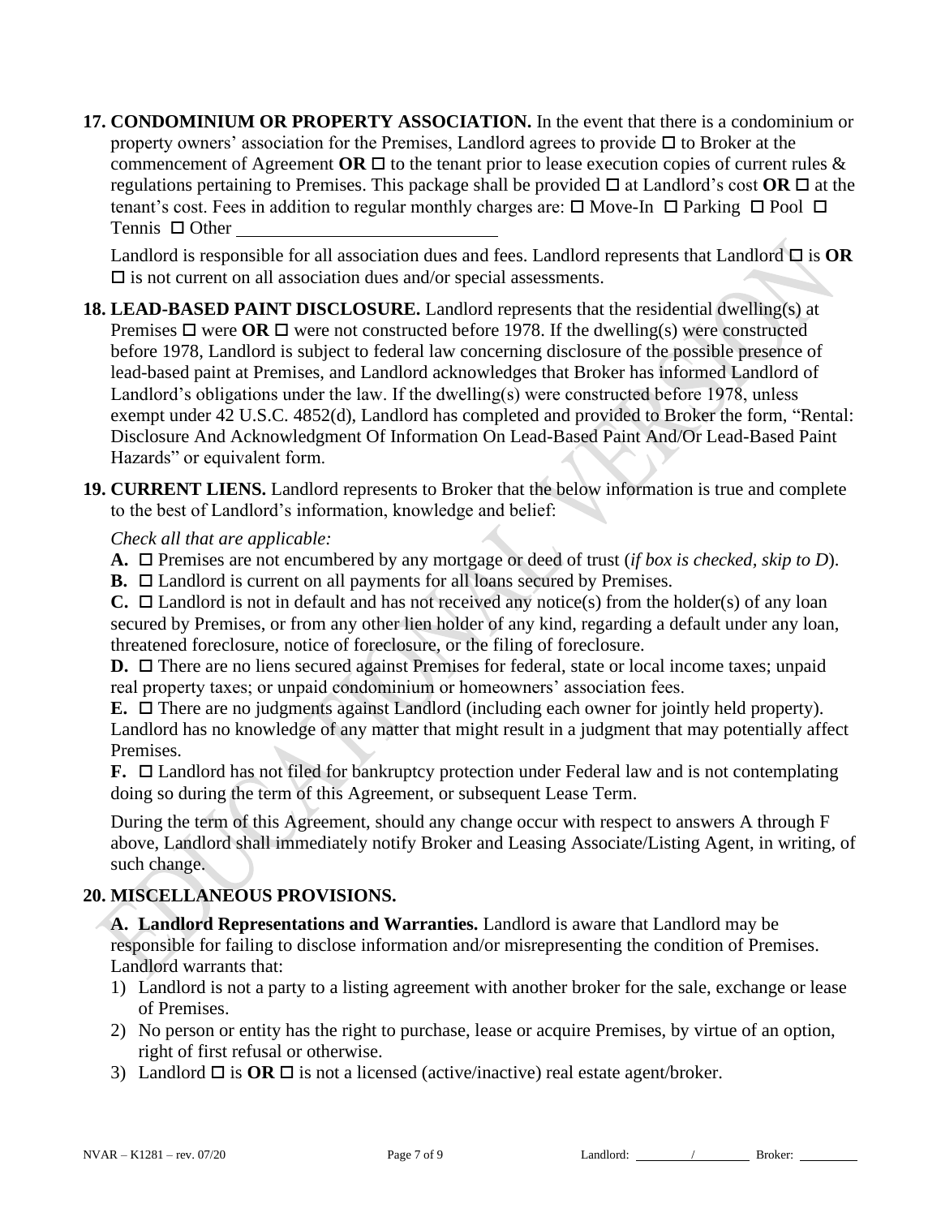**17. CONDOMINIUM OR PROPERTY ASSOCIATION.** In the event that there is a condominium or property owners' association for the Premises, Landlord agrees to provide ☐ to Broker at the commencement of Agreement **OR** ☐ to the tenant prior to lease execution copies of current rules & regulations pertaining to Premises. This package shall be provided ☐ at Landlord's cost **OR** ☐ at the tenant's cost. Fees in addition to regular monthly charges are: ☐ Move-In ☐ Parking ☐ Pool ☐ Tennis ☐ Other ____________________________

Landlord is responsible for all association dues and fees. Landlord represents that Landlord ☐ is **OR** ☐ is not current on all association dues and/or special assessments.

**18. LEAD-BASED PAINT DISCLOSURE.** Landlord represents that the residential dwelling(s) at Premises ☐ were **OR** ☐ were not constructed before 1978. If the dwelling(s) were constructed before 1978, Landlord is subject to federal law concerning disclosure of the possible presence of lead-based paint at Premises, and Landlord acknowledges that Broker has informed Landlord of Landlord's obligations under the law. If the dwelling(s) were constructed before 1978, unless exempt under 42 U.S.C. 4852(d), Landlord has completed and provided to Broker the form, "Rental: Disclosure And Acknowledgment Of Information On Lead-Based Paint And/Or Lead-Based Paint Hazards" or equivalent form.

**19. CURRENT LIENS.** Landlord represents to Broker that the below information is true and complete to the best of Landlord's information, knowledge and belief:

*Check all that are applicable:*

**A.** ☐ Premises are not encumbered by any mortgage or deed of trust (*if box is checked, skip to D*).
**B.** ☐ Landlord is current on all payments for all loans secured by Premises.
**C.** ☐ Landlord is not in default and has not received any notice(s) from the holder(s) of any loan secured by Premises, or from any other lien holder of any kind, regarding a default under any loan, threatened foreclosure, notice of foreclosure, or the filing of foreclosure.
**D.** ☐ There are no liens secured against Premises for federal, state or local income taxes; unpaid real property taxes; or unpaid condominium or homeowners' association fees.
**E.** ☐ There are no judgments against Landlord (including each owner for jointly held property). Landlord has no knowledge of any matter that might result in a judgment that may potentially affect Premises.
**F.** ☐ Landlord has not filed for bankruptcy protection under Federal law and is not contemplating doing so during the term of this Agreement, or subsequent Lease Term.

During the term of this Agreement, should any change occur with respect to answers A through F above, Landlord shall immediately notify Broker and Leasing Associate/Listing Agent, in writing, of such change.

**20. MISCELLANEOUS PROVISIONS.**

**A. Landlord Representations and Warranties.** Landlord is aware that Landlord may be responsible for failing to disclose information and/or misrepresenting the condition of Premises. Landlord warrants that:

1) Landlord is not a party to a listing agreement with another broker for the sale, exchange or lease of Premises.
2) No person or entity has the right to purchase, lease or acquire Premises, by virtue of an option, right of first refusal or otherwise.
3) Landlord ☐ is **OR** ☐ is not a licensed (active/inactive) real estate agent/broker.

NVAR – K1281 – rev. 07/20 Landlord: ________/________ Broker: ________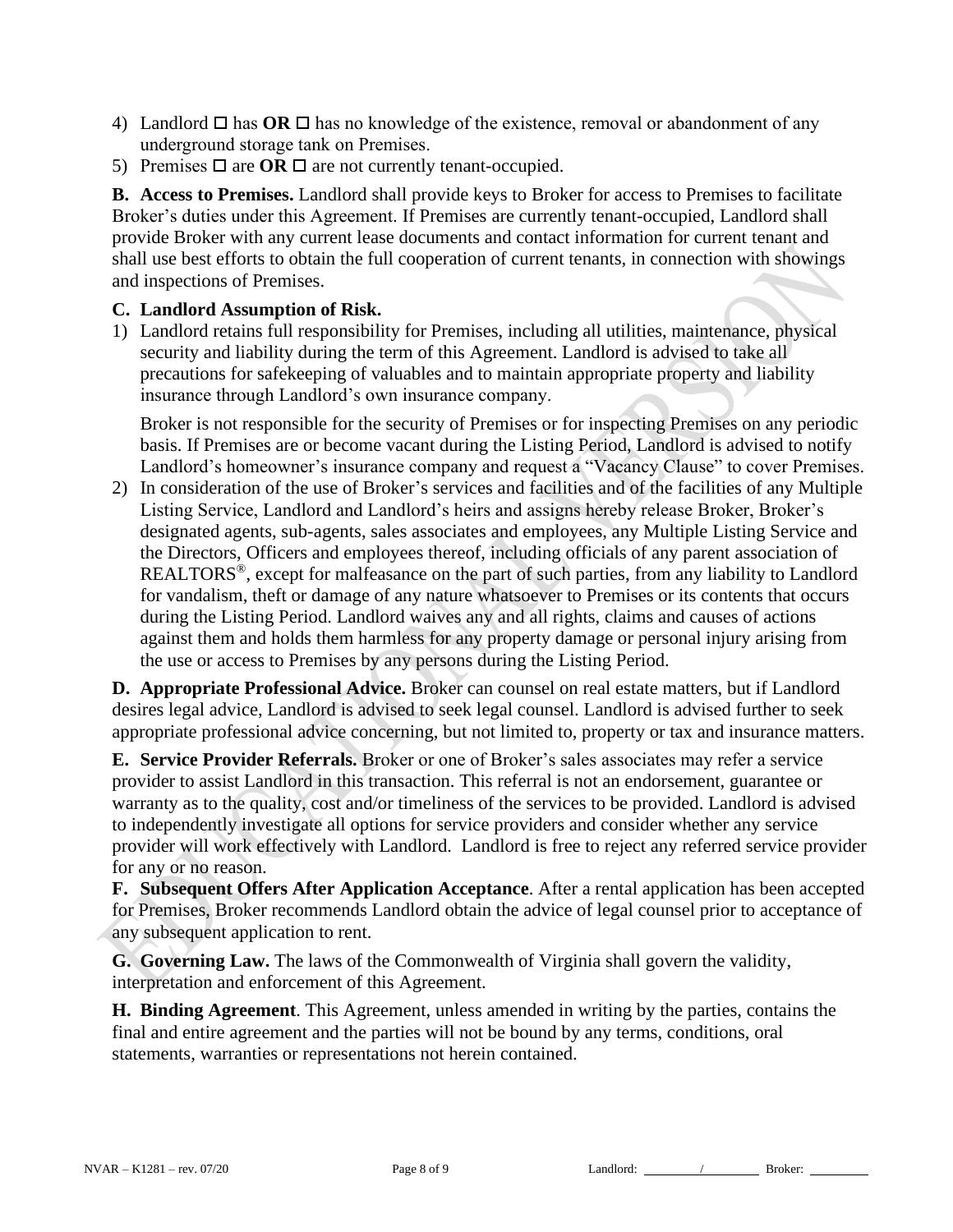4) Landlord ☐ has **OR** ☐ has no knowledge of the existence, removal or abandonment of any underground storage tank on Premises.
5) Premises ☐ are **OR** ☐ are not currently tenant-occupied.

**B. Access to Premises.** Landlord shall provide keys to Broker for access to Premises to facilitate Broker's duties under this Agreement. If Premises are currently tenant-occupied, Landlord shall provide Broker with any current lease documents and contact information for current tenant and shall use best efforts to obtain the full cooperation of current tenants, in connection with showings and inspections of Premises.

**C. Landlord Assumption of Risk.**

1) Landlord retains full responsibility for Premises, including all utilities, maintenance, physical security and liability during the term of this Agreement. Landlord is advised to take all precautions for safekeeping of valuables and to maintain appropriate property and liability insurance through Landlord's own insurance company.

   Broker is not responsible for the security of Premises or for inspecting Premises on any periodic basis. If Premises are or become vacant during the Listing Period, Landlord is advised to notify Landlord's homeowner's insurance company and request a "Vacancy Clause" to cover Premises.

2) In consideration of the use of Broker's services and facilities and of the facilities of any Multiple Listing Service, Landlord and Landlord's heirs and assigns hereby release Broker, Broker's designated agents, sub-agents, sales associates and employees, any Multiple Listing Service and the Directors, Officers and employees thereof, including officials of any parent association of REALTORS®, except for malfeasance on the part of such parties, from any liability to Landlord for vandalism, theft or damage of any nature whatsoever to Premises or its contents that occurs during the Listing Period. Landlord waives any and all rights, claims and causes of actions against them and holds them harmless for any property damage or personal injury arising from the use or access to Premises by any persons during the Listing Period.

**D. Appropriate Professional Advice.** Broker can counsel on real estate matters, but if Landlord desires legal advice, Landlord is advised to seek legal counsel. Landlord is advised further to seek appropriate professional advice concerning, but not limited to, property or tax and insurance matters.

**E. Service Provider Referrals.** Broker or one of Broker's sales associates may refer a service provider to assist Landlord in this transaction. This referral is not an endorsement, guarantee or warranty as to the quality, cost and/or timeliness of the services to be provided. Landlord is advised to independently investigate all options for service providers and consider whether any service provider will work effectively with Landlord. Landlord is free to reject any referred service provider for any or no reason.

**F. Subsequent Offers After Application Acceptance**. After a rental application has been accepted for Premises, Broker recommends Landlord obtain the advice of legal counsel prior to acceptance of any subsequent application to rent.

**G. Governing Law.** The laws of the Commonwealth of Virginia shall govern the validity, interpretation and enforcement of this Agreement.

**H. Binding Agreement**. This Agreement, unless amended in writing by the parties, contains the final and entire agreement and the parties will not be bound by any terms, conditions, oral statements, warranties or representations not herein contained.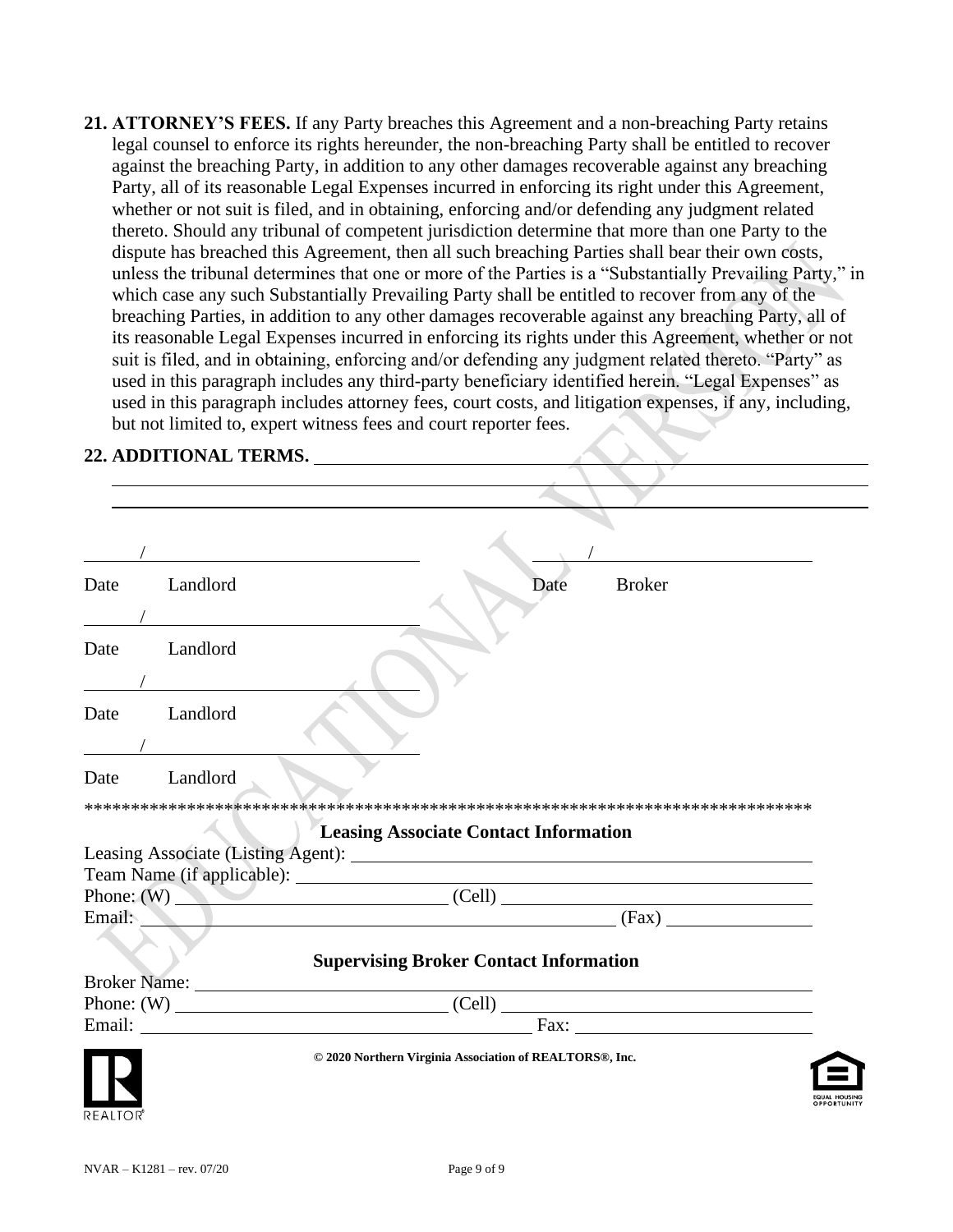**21. ATTORNEY'S FEES.** If any Party breaches this Agreement and a non-breaching Party retains legal counsel to enforce its rights hereunder, the non-breaching Party shall be entitled to recover against the breaching Party, in addition to any other damages recoverable against any breaching Party, all of its reasonable Legal Expenses incurred in enforcing its right under this Agreement, whether or not suit is filed, and in obtaining, enforcing and/or defending any judgment related thereto. Should any tribunal of competent jurisdiction determine that more than one Party to the dispute has breached this Agreement, then all such breaching Parties shall bear their own costs, unless the tribunal determines that one or more of the Parties is a "Substantially Prevailing Party," in which case any such Substantially Prevailing Party shall be entitled to recover from any of the breaching Parties, in addition to any other damages recoverable against any breaching Party, all of its reasonable Legal Expenses incurred in enforcing its rights under this Agreement, whether or not suit is filed, and in obtaining, enforcing and/or defending any judgment related thereto. "Party" as used in this paragraph includes any third-party beneficiary identified herein. "Legal Expenses" as used in this paragraph includes attorney fees, court costs, and litigation expenses, if any, including, but not limited to, expert witness fees and court reporter fees.

**22. ADDITIONAL TERMS.** ______________________________________________

______________________________________________

______________________________________________

___/______________________ ___/______________________
Date Landlord Date Broker

___/______________________
Date Landlord

___/______________________
Date Landlord

___/______________________
Date Landlord

******************************************************************************

**Leasing Associate Contact Information**

Leasing Associate (Listing Agent): ______________________
Team Name (if applicable): ______________________
Phone: (W) ______________ (Cell) ______________
Email: ______________________ (Fax) ______________

**Supervising Broker Contact Information**

Broker Name: ______________________
Phone: (W) ______________ (Cell) ______________
Email: ______________________ Fax: ______________

**© 2020 Northern Virginia Association of REALTORS®, Inc.**

NVAR – K1281 – rev. 07/20